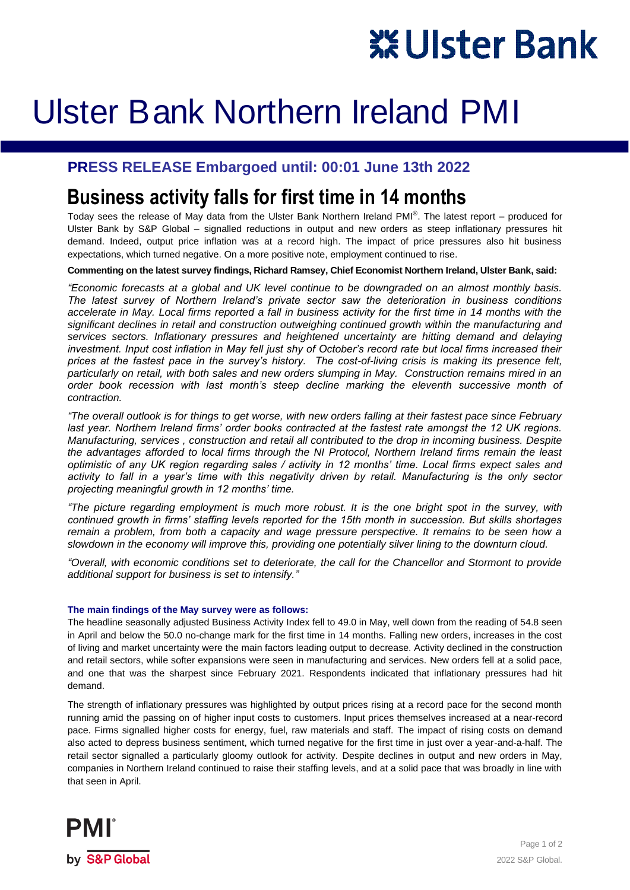# Ulster Bank Northern Ireland PMI

## PRESS RELEASE Embargoed until: 00:01 June 13th 2022

# Business activity falls for first time in 14 months

Today sees the release of May data from the Ulster Bank Northern Ireland PMI®. The latest report – produced for Ulster Bank by S&P Global – signalled reductions in output and new orders as steep inflationary pressures hit demand. Indeed, output price inflation was at a record high. The impact of price pressures also hit business expectations, which turned negative. On a more positive note, employment continued to rise.

**Commenting on the latest survey findings, Richard Ramsey, Chief Economist Northern Ireland, Ulster Bank, said:**

*"Economic forecasts at a global and UK level continue to be downgraded on an almost monthly basis. The latest survey of Northern Ireland's private sector saw the deterioration in business conditions accelerate in May. Local firms reported a fall in business activity for the first time in 14 months with the significant declines in retail and construction outweighing continued growth within the manufacturing and services sectors. Inflationary pressures and heightened uncertainty are hitting demand and delaying investment. Input cost inflation in May fell just shy of October's record rate but local firms increased their prices at the fastest pace in the survey's history. The cost-of-living crisis is making its presence felt, particularly on retail, with both sales and new orders slumping in May. Construction remains mired in an order book recession with last month's steep decline marking the eleventh successive month of contraction.*

*"The overall outlook is for things to get worse, with new orders falling at their fastest pace since February last year. Northern Ireland firms' order books contracted at the fastest rate amongst the 12 UK regions. Manufacturing, services , construction and retail all contributed to the drop in incoming business. Despite the advantages afforded to local firms through the NI Protocol, Northern Ireland firms remain the least optimistic of any UK region regarding sales / activity in 12 months' time. Local firms expect sales and activity to fall in a year's time with this negativity driven by retail. Manufacturing is the only sector projecting meaningful growth in 12 months' time.*

*"The picture regarding employment is much more robust. It is the one bright spot in the survey, with continued growth in firms' staffing levels reported for the 15th month in succession. But skills shortages remain a problem, from both a capacity and wage pressure perspective. It remains to be seen how a slowdown in the economy will improve this, providing one potentially silver lining to the downturn cloud.*

*"Overall, with economic conditions set to deteriorate, the call for the Chancellor and Stormont to provide additional support for business is set to intensify."*

**The main findings of the May survey were as follows:**

The headline seasonally adjusted Business Activity Index fell to 49.0 in May, well down from the reading of 54.8 seen in April and below the 50.0 no-change mark for the first time in 14 months. Falling new orders, increases in the cost of living and market uncertainty were the main factors leading output to decrease. Activity declined in the construction and retail sectors, while softer expansions were seen in manufacturing and services. New orders fell at a solid pace, and one that was the sharpest since February 2021. Respondents indicated that inflationary pressures had hit demand.

The strength of inflationary pressures was highlighted by output prices rising at a record pace for the second month running amid the passing on of higher input costs to customers. Input prices themselves increased at a near-record pace. Firms signalled higher costs for energy, fuel, raw materials and staff. The impact of rising costs on demand also acted to depress business sentiment, which turned negative for the first time in just over a year-and-a-half. The retail sector signalled a particularly gloomy outlook for activity. Despite declines in output and new orders in May, companies in Northern Ireland continued to raise their staffing levels, and at a solid pace that was broadly in line with that seen in April.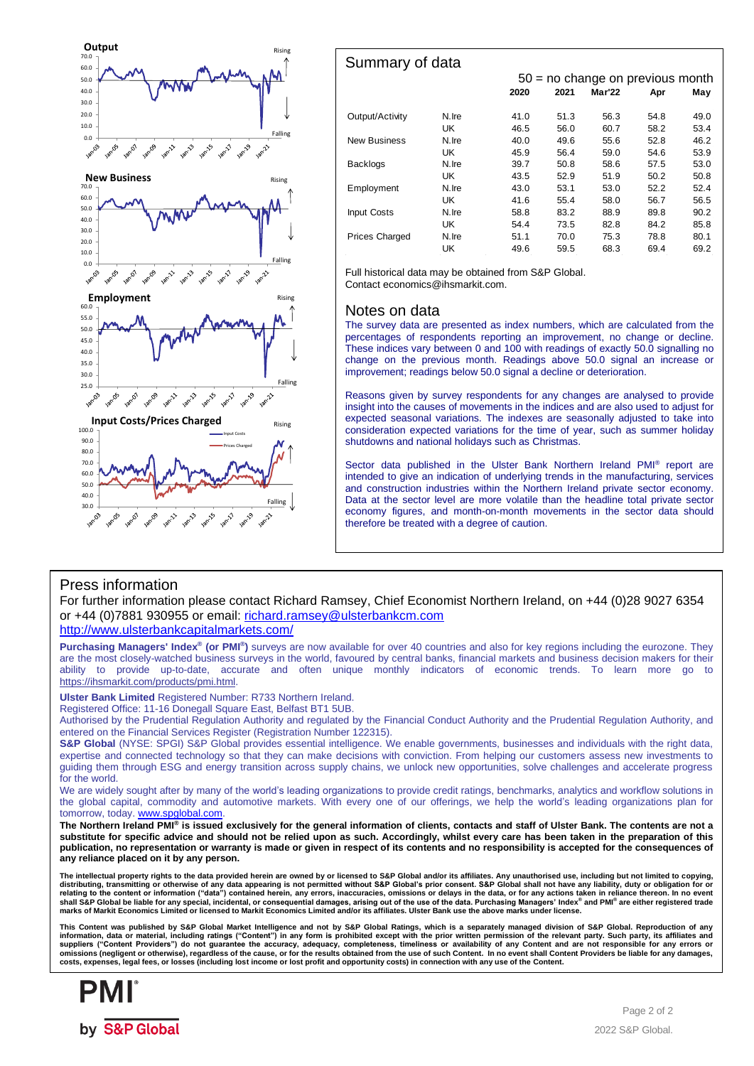**Output**

Rising

Falling

70.0
60.0
50.0
40.0
30.0
20.0
10.0
0.0

Jan-03 Jan-05 Jan-07 Jan-09 Jan-11 Jan-13 Jan-15 Jan-17 Jan-19 Jan-21

**New Business**

Rising

Falling

70.0
60.0
50.0
40.0
30.0
20.0
10.0
0.0

Jan-03 Jan-05 Jan-07 Jan-09 Jan-11 Jan-13 Jan-15 Jan-17 Jan-19 Jan-21

**Employment**

Rising

Falling

60.0
55.0
50.0
45.0
40.0
35.0
30.0
25.0

Jan-03 Jan-05 Jan-07 Jan-09 Jan-11 Jan-13 Jan-15 Jan-17 Jan-19 Jan-21

**Input Costs/Prices Charged**

Rising

Falling

Input Costs
Prices Charged

100.0
90.0
80.0
70.0
60.0
50.0
40.0
30.0

Jan-03 Jan-05 Jan-07 Jan-09 Jan-11 Jan-13 Jan-15 Jan-17 Jan-19 Jan-21

## Summary of data

50 = no change on previous month

| | | 2020 | 2021 | Mar'22 | Apr | May |
|---|---|---|---|---|---|---|
| Output/Activity | N.Ire | 41.0 | 51.3 | 56.3 | 54.8 | 49.0 |
| | UK | 46.5 | 56.0 | 60.7 | 58.2 | 53.4 |
| New Business | N.Ire | 40.0 | 49.6 | 55.6 | 52.8 | 46.2 |
| | UK | 45.9 | 56.4 | 59.0 | 54.6 | 53.9 |
| Backlogs | N.Ire | 39.7 | 50.8 | 58.6 | 57.5 | 53.0 |
| | UK | 43.5 | 52.9 | 51.9 | 50.2 | 50.8 |
| Employment | N.Ire | 43.0 | 53.1 | 53.0 | 52.2 | 52.4 |
| | UK | 41.6 | 55.4 | 58.0 | 56.7 | 56.5 |
| Input Costs | N.Ire | 58.8 | 83.2 | 88.9 | 89.8 | 90.2 |
| | UK | 54.4 | 73.5 | 82.8 | 84.2 | 85.8 |
| Prices Charged | N.Ire | 51.1 | 70.0 | 75.3 | 78.8 | 80.1 |
| | UK | 49.6 | 59.5 | 68.3 | 69.4 | 69.2 |

Full historical data may be obtained from S&P Global.
Contact economics@ihsmarkit.com.

## Notes on data

The survey data are presented as index numbers, which are calculated from the percentages of respondents reporting an improvement, no change or decline. These indices vary between 0 and 100 with readings of exactly 50.0 signalling no change on the previous month. Readings above 50.0 signal an increase or improvement; readings below 50.0 signal a decline or deterioration.

Reasons given by survey respondents for any changes are analysed to provide insight into the causes of movements in the indices and are also used to adjust for expected seasonal variations. The indexes are seasonally adjusted to take into consideration expected variations for the time of year, such as summer holiday shutdowns and national holidays such as Christmas.

Sector data published in the Ulster Bank Northern Ireland PMI® report are intended to give an indication of underlying trends in the manufacturing, services and construction industries within the Northern Ireland private sector economy. Data at the sector level are more volatile than the headline total private sector economy figures, and month-on-month movements in the sector data should therefore be treated with a degree of caution.

## Press information

For further information please contact Richard Ramsey, Chief Economist Northern Ireland, on +44 (0)28 9027 6354 or +44 (0)7881 930955 or email: richard.ramsey@ulsterbankcm.com
http://www.ulsterbankcapitalmarkets.com/

**Purchasing Managers' Index® (or PMI®)** surveys are now available for over 40 countries and also for key regions including the eurozone. They are the most closely-watched business surveys in the world, favoured by central banks, financial markets and business decision makers for their ability to provide up-to-date, accurate and often unique monthly indicators of economic trends. To learn more go to https://ihsmarkit.com/products/pmi.html.

**Ulster Bank Limited** Registered Number: R733 Northern Ireland.
Registered Office: 11-16 Donegall Square East, Belfast BT1 5UB.
Authorised by the Prudential Regulation Authority and regulated by the Financial Conduct Authority and the Prudential Regulation Authority, and entered on the Financial Services Register (Registration Number 122315).

**S&P Global** (NYSE: SPGI) S&P Global provides essential intelligence. We enable governments, businesses and individuals with the right data, expertise and connected technology so that they can make decisions with conviction. From helping our customers assess new investments to guiding them through ESG and energy transition across supply chains, we unlock new opportunities, solve challenges and accelerate progress for the world.

We are widely sought after by many of the world's leading organizations to provide credit ratings, benchmarks, analytics and workflow solutions in the global capital, commodity and automotive markets. With every one of our offerings, we help the world's leading organizations plan for tomorrow, today. www.spglobal.com.

**The Northern Ireland PMI® is issued exclusively for the general information of clients, contacts and staff of Ulster Bank. The contents are not a substitute for specific advice and should not be relied upon as such. Accordingly, whilst every care has been taken in the preparation of this publication, no representation or warranty is made or given in respect of its contents and no responsibility is accepted for the consequences of any reliance placed on it by any person.**

**The intellectual property rights to the data provided herein are owned by or licensed to S&P Global and/or its affiliates. Any unauthorised use, including but not limited to copying, distributing, transmitting or otherwise of any data appearing is not permitted without S&P Global's prior consent. S&P Global shall not have any liability, duty or obligation for or relating to the content or information ("data") contained herein, any errors, inaccuracies, omissions or delays in the data, or for any actions taken in reliance thereon. In no event shall S&P Global be liable for any special, incidental, or consequential damages, arising out of the use of the data. Purchasing Managers' Index® and PMI® are either registered trade marks of Markit Economics Limited or licensed to Markit Economics Limited and/or its affiliates. Ulster Bank use the above marks under license.**

**This Content was published by S&P Global Market Intelligence and not by S&P Global Ratings, which is a separately managed division of S&P Global. Reproduction of any information, data or material, including ratings ("Content") in any form is prohibited except with the prior written permission of the relevant party. Such party, its affiliates and suppliers ("Content Providers") do not guarantee the accuracy, adequacy, completeness, timeliness or availability of any Content and are not responsible for any errors or omissions (negligent or otherwise), regardless of the cause, or for the results obtained from the use of such Content. In no event shall Content Providers be liable for any damages, costs, expenses, legal fees, or losses (including lost income or lost profit and opportunity costs) in connection with any use of the Content.**

PMI® by S&P Global

2022 S&P Global.